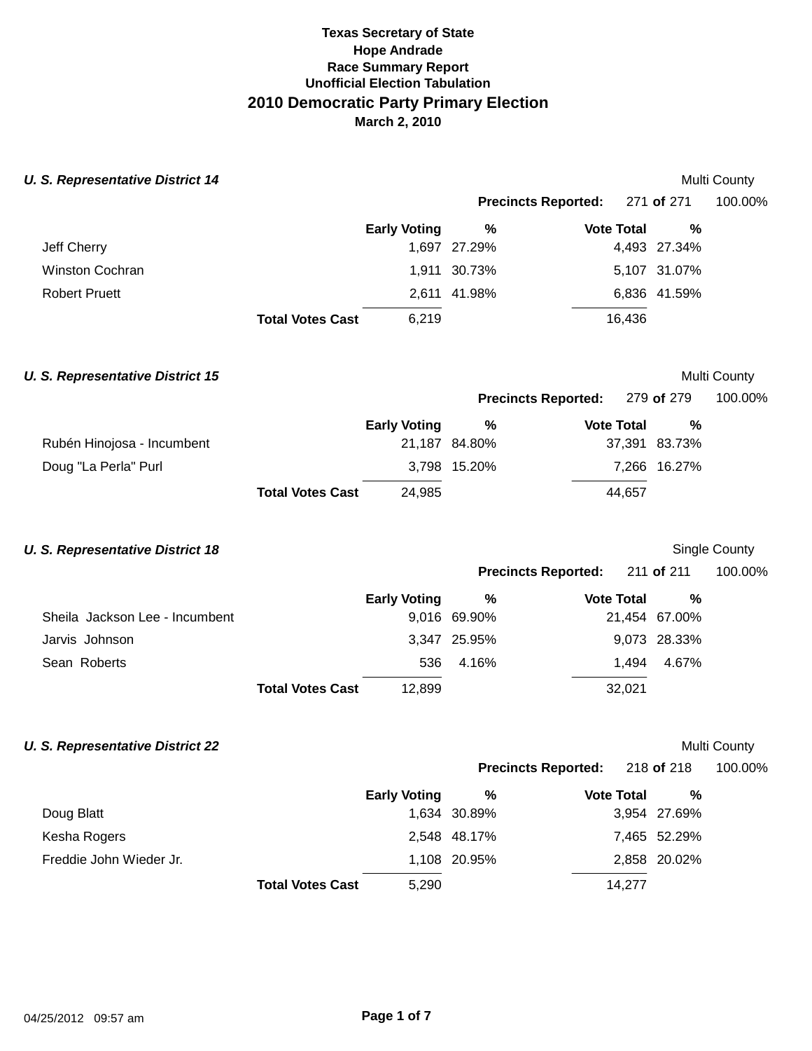**Texas Secretary of State**
**Hope Andrade**
**Race Summary Report**
**Unofficial Election Tabulation**

# 2010 Democratic Party Primary Election

**March 2, 2010**

### *U. S. Representative District 14*

Multi County

**Precincts Reported:** 271 **of** 271 100.00%

| | Early Voting | % | Vote Total | % |
|---|---|---|---|---|
| Jeff Cherry | 1,697 | 27.29% | 4,493 | 27.34% |
| Winston Cochran | 1,911 | 30.73% | 5,107 | 31.07% |
| Robert Pruett | 2,611 | 41.98% | 6,836 | 41.59% |
| **Total Votes Cast** | 6,219 | | 16,436 | |

### *U. S. Representative District 15*

Multi County

**Precincts Reported:** 279 **of** 279 100.00%

| | Early Voting | % | Vote Total | % |
|---|---|---|---|---|
| Rubén Hinojosa - Incumbent | 21,187 | 84.80% | 37,391 | 83.73% |
| Doug "La Perla" Purl | 3,798 | 15.20% | 7,266 | 16.27% |
| **Total Votes Cast** | 24,985 | | 44,657 | |

### *U. S. Representative District 18*

Single County

**Precincts Reported:** 211 **of** 211 100.00%

| | Early Voting | % | Vote Total | % |
|---|---|---|---|---|
| Sheila Jackson Lee - Incumbent | 9,016 | 69.90% | 21,454 | 67.00% |
| Jarvis Johnson | 3,347 | 25.95% | 9,073 | 28.33% |
| Sean Roberts | 536 | 4.16% | 1,494 | 4.67% |
| **Total Votes Cast** | 12,899 | | 32,021 | |

### *U. S. Representative District 22*

Multi County

**Precincts Reported:** 218 **of** 218 100.00%

| | Early Voting | % | Vote Total | % |
|---|---|---|---|---|
| Doug Blatt | 1,634 | 30.89% | 3,954 | 27.69% |
| Kesha Rogers | 2,548 | 48.17% | 7,465 | 52.29% |
| Freddie John Wieder Jr. | 1,108 | 20.95% | 2,858 | 20.02% |
| **Total Votes Cast** | 5,290 | | 14,277 | |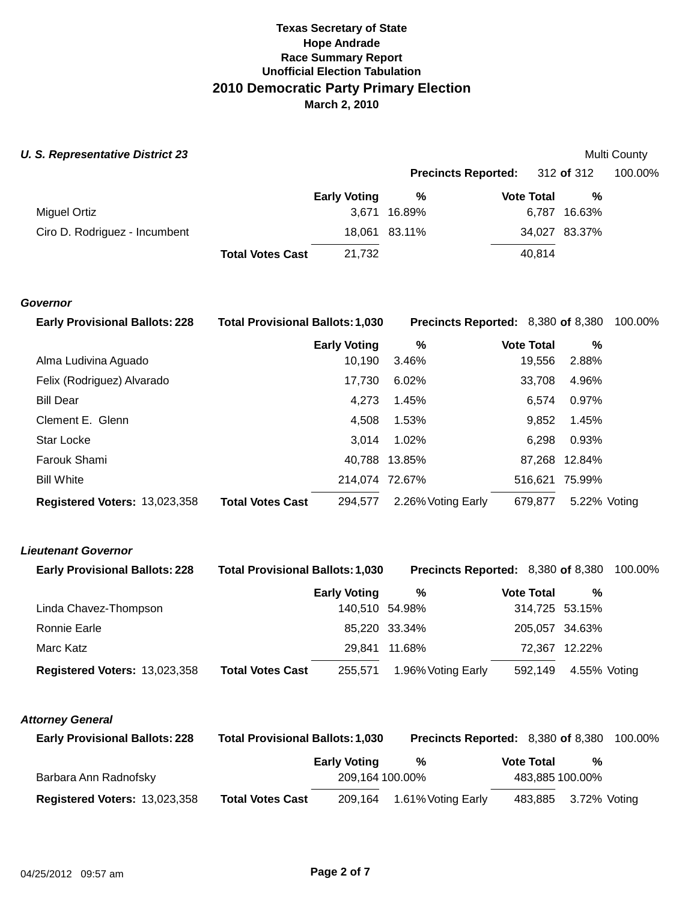**Texas Secretary of State**
**Hope Andrade**
**Race Summary Report**
**Unofficial Election Tabulation**

## 2010 Democratic Party Primary Election

**March 2, 2010**

### *U. S. Representative District 23*

Multi County

**Precincts Reported:** 312 **of** 312 100.00%

| | Early Voting | % | Vote Total | % |
|---|---|---|---|---|
| Miguel Ortiz | 3,671 | 16.89% | 6,787 | 16.63% |
| Ciro D. Rodriguez - Incumbent | 18,061 | 83.11% | 34,027 | 83.37% |
| **Total Votes Cast** | 21,732 | | 40,814 | |

### *Governor*

**Early Provisional Ballots:** 228 **Total Provisional Ballots:** 1,030 **Precincts Reported:** 8,380 **of** 8,380 100.00%

| | Early Voting | % | Vote Total | % |
|---|---|---|---|---|
| Alma Ludivina Aguado | 10,190 | 3.46% | 19,556 | 2.88% |
| Felix (Rodriguez) Alvarado | 17,730 | 6.02% | 33,708 | 4.96% |
| Bill Dear | 4,273 | 1.45% | 6,574 | 0.97% |
| Clement E. Glenn | 4,508 | 1.53% | 9,852 | 1.45% |
| Star Locke | 3,014 | 1.02% | 6,298 | 0.93% |
| Farouk Shami | 40,788 | 13.85% | 87,268 | 12.84% |
| Bill White | 214,074 | 72.67% | 516,621 | 75.99% |
| **Total Votes Cast** | 294,577 | 2.26% Voting Early | 679,877 | 5.22% Voting |

**Registered Voters:** 13,023,358

### *Lieutenant Governor*

**Early Provisional Ballots:** 228 **Total Provisional Ballots:** 1,030 **Precincts Reported:** 8,380 **of** 8,380 100.00%

| | Early Voting | % | Vote Total | % |
|---|---|---|---|---|
| Linda Chavez-Thompson | 140,510 | 54.98% | 314,725 | 53.15% |
| Ronnie Earle | 85,220 | 33.34% | 205,057 | 34.63% |
| Marc Katz | 29,841 | 11.68% | 72,367 | 12.22% |
| **Total Votes Cast** | 255,571 | 1.96% Voting Early | 592,149 | 4.55% Voting |

**Registered Voters:** 13,023,358

### *Attorney General*

**Early Provisional Ballots:** 228 **Total Provisional Ballots:** 1,030 **Precincts Reported:** 8,380 **of** 8,380 100.00%

| | Early Voting | % | Vote Total | % |
|---|---|---|---|---|
| Barbara Ann Radnofsky | 209,164 | 100.00% | 483,885 | 100.00% |
| **Total Votes Cast** | 209,164 | 1.61% Voting Early | 483,885 | 3.72% Voting |

**Registered Voters:** 13,023,358

04/25/2012 09:57 am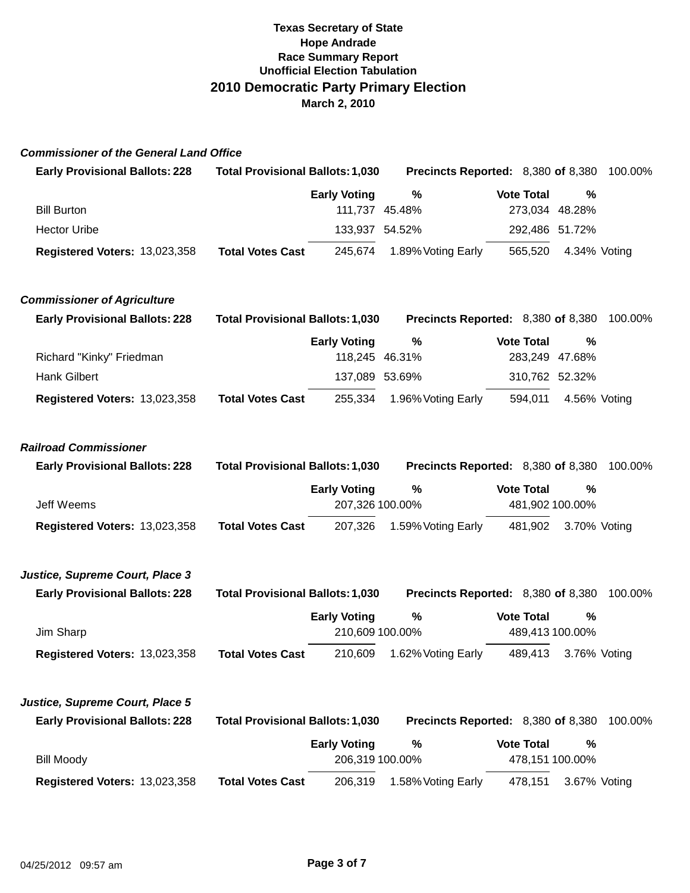**Texas Secretary of State**
**Hope Andrade**
**Race Summary Report**
**Unofficial Election Tabulation**

## 2010 Democratic Party Primary Election

**March 2, 2010**

### *Commissioner of the General Land Office*

**Early Provisional Ballots:** 228 | **Total Provisional Ballots:** 1,030 | **Precincts Reported:** 8,380 **of** 8,380 100.00%

| | | Early Voting | % | | Vote Total | % | |
|---|---|---|---|---|---|---|---|
| Bill Burton | | 111,737 | 45.48% | | 273,034 | 48.28% | |
| Hector Uribe | | 133,937 | 54.52% | | 292,486 | 51.72% | |
| **Registered Voters:** 13,023,358 | **Total Votes Cast** | 245,674 | 1.89% | Voting Early | 565,520 | 4.34% | Voting |

### *Commissioner of Agriculture*

**Early Provisional Ballots:** 228 | **Total Provisional Ballots:** 1,030 | **Precincts Reported:** 8,380 **of** 8,380 100.00%

| | | Early Voting | % | | Vote Total | % | |
|---|---|---|---|---|---|---|---|
| Richard "Kinky" Friedman | | 118,245 | 46.31% | | 283,249 | 47.68% | |
| Hank Gilbert | | 137,089 | 53.69% | | 310,762 | 52.32% | |
| **Registered Voters:** 13,023,358 | **Total Votes Cast** | 255,334 | 1.96% | Voting Early | 594,011 | 4.56% | Voting |

### *Railroad Commissioner*

**Early Provisional Ballots:** 228 | **Total Provisional Ballots:** 1,030 | **Precincts Reported:** 8,380 **of** 8,380 100.00%

| | | Early Voting | % | | Vote Total | % | |
|---|---|---|---|---|---|---|---|
| Jeff Weems | | 207,326 | 100.00% | | 481,902 | 100.00% | |
| **Registered Voters:** 13,023,358 | **Total Votes Cast** | 207,326 | 1.59% | Voting Early | 481,902 | 3.70% | Voting |

### *Justice, Supreme Court, Place 3*

**Early Provisional Ballots:** 228 | **Total Provisional Ballots:** 1,030 | **Precincts Reported:** 8,380 **of** 8,380 100.00%

| | | Early Voting | % | | Vote Total | % | |
|---|---|---|---|---|---|---|---|
| Jim Sharp | | 210,609 | 100.00% | | 489,413 | 100.00% | |
| **Registered Voters:** 13,023,358 | **Total Votes Cast** | 210,609 | 1.62% | Voting Early | 489,413 | 3.76% | Voting |

### *Justice, Supreme Court, Place 5*

**Early Provisional Ballots:** 228 | **Total Provisional Ballots:** 1,030 | **Precincts Reported:** 8,380 **of** 8,380 100.00%

| | | Early Voting | % | | Vote Total | % | |
|---|---|---|---|---|---|---|---|
| Bill Moody | | 206,319 | 100.00% | | 478,151 | 100.00% | |
| **Registered Voters:** 13,023,358 | **Total Votes Cast** | 206,319 | 1.58% | Voting Early | 478,151 | 3.67% | Voting |

04/25/2012 09:57 am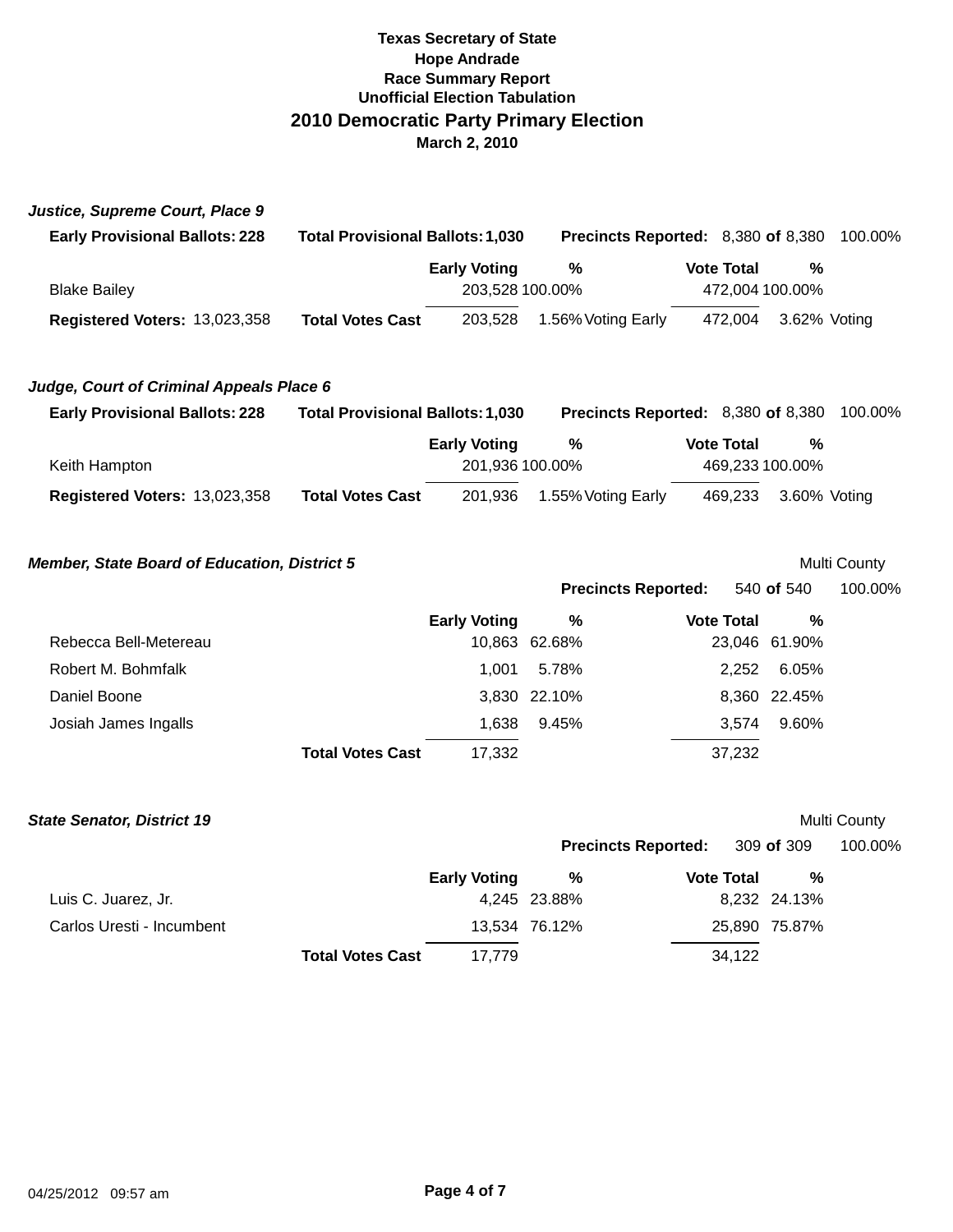**Texas Secretary of State**
**Hope Andrade**
**Race Summary Report**
**Unofficial Election Tabulation**

# 2010 Democratic Party Primary Election

**March 2, 2010**

### *Justice, Supreme Court, Place 9*

**Early Provisional Ballots:** 228 **Total Provisional Ballots:** 1,030 **Precincts Reported:** 8,380 **of** 8,380 100.00%

| | Early Voting | % | Vote Total | % |
|---|---|---|---|---|
| Blake Bailey | 203,528 | 100.00% | 472,004 | 100.00% |
| **Total Votes Cast** | 203,528 | 1.56% Voting Early | 472,004 | 3.62% Voting |

**Registered Voters:** 13,023,358

### *Judge, Court of Criminal Appeals Place 6*

**Early Provisional Ballots:** 228 **Total Provisional Ballots:** 1,030 **Precincts Reported:** 8,380 **of** 8,380 100.00%

| | Early Voting | % | Vote Total | % |
|---|---|---|---|---|
| Keith Hampton | 201,936 | 100.00% | 469,233 | 100.00% |
| **Total Votes Cast** | 201,936 | 1.55% Voting Early | 469,233 | 3.60% Voting |

**Registered Voters:** 13,023,358

### *Member, State Board of Education, District 5*

Multi County

**Precincts Reported:** 540 **of** 540 100.00%

| | Early Voting | % | Vote Total | % |
|---|---|---|---|---|
| Rebecca Bell-Metereau | 10,863 | 62.68% | 23,046 | 61.90% |
| Robert M. Bohmfalk | 1,001 | 5.78% | 2,252 | 6.05% |
| Daniel Boone | 3,830 | 22.10% | 8,360 | 22.45% |
| Josiah James Ingalls | 1,638 | 9.45% | 3,574 | 9.60% |
| **Total Votes Cast** | 17,332 | | 37,232 | |

### *State Senator, District 19*

Multi County

**Precincts Reported:** 309 **of** 309 100.00%

| | Early Voting | % | Vote Total | % |
|---|---|---|---|---|
| Luis C. Juarez, Jr. | 4,245 | 23.88% | 8,232 | 24.13% |
| Carlos Uresti - Incumbent | 13,534 | 76.12% | 25,890 | 75.87% |
| **Total Votes Cast** | 17,779 | | 34,122 | |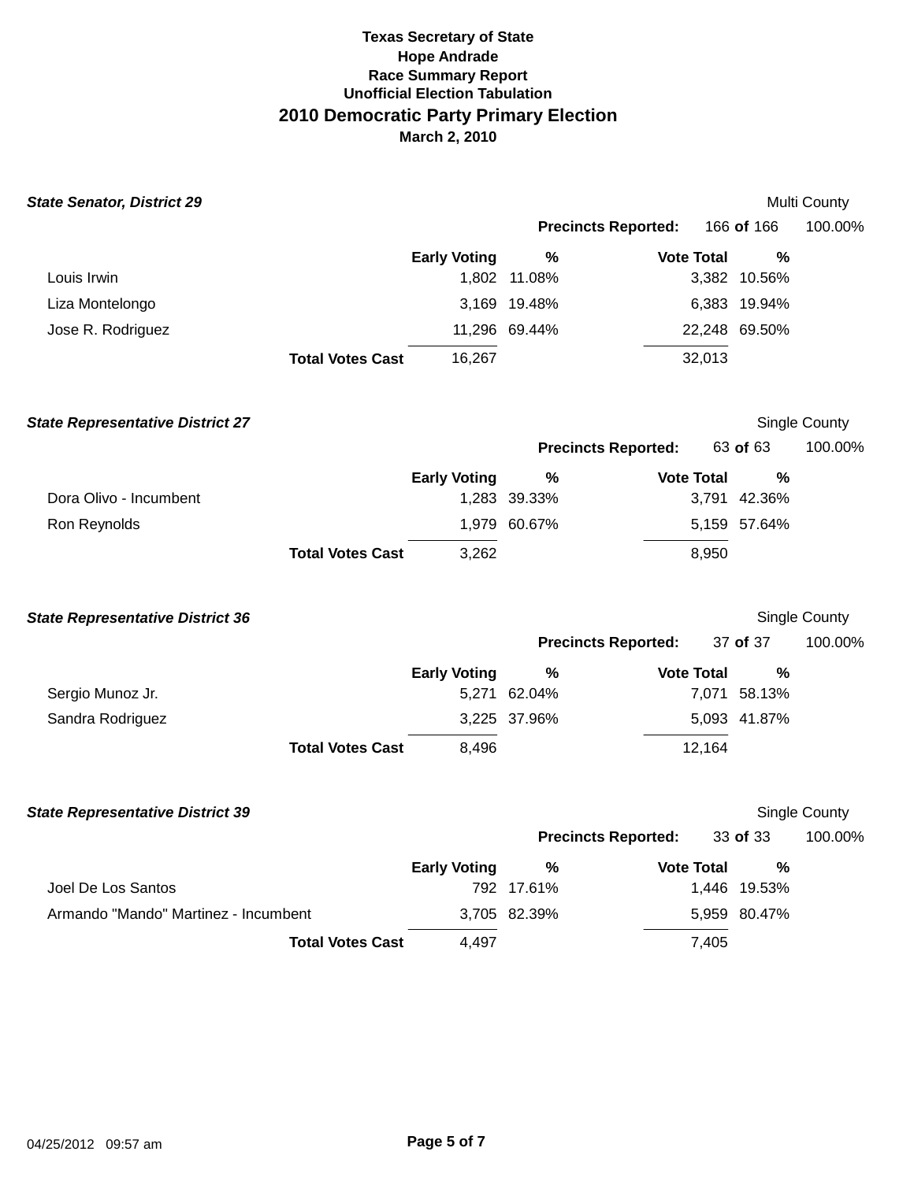**Texas Secretary of State**
**Hope Andrade**
**Race Summary Report**
**Unofficial Election Tabulation**

# 2010 Democratic Party Primary Election

**March 2, 2010**

### *State Senator, District 29*

Multi County

**Precincts Reported:** 166 **of** 166 100.00%

| | Early Voting | % | Vote Total | % |
|---|---|---|---|---|
| Louis Irwin | 1,802 | 11.08% | 3,382 | 10.56% |
| Liza Montelongo | 3,169 | 19.48% | 6,383 | 19.94% |
| Jose R. Rodriguez | 11,296 | 69.44% | 22,248 | 69.50% |
| **Total Votes Cast** | 16,267 | | 32,013 | |

### *State Representative District 27*

Single County

**Precincts Reported:** 63 **of** 63 100.00%

| | Early Voting | % | Vote Total | % |
|---|---|---|---|---|
| Dora Olivo - Incumbent | 1,283 | 39.33% | 3,791 | 42.36% |
| Ron Reynolds | 1,979 | 60.67% | 5,159 | 57.64% |
| **Total Votes Cast** | 3,262 | | 8,950 | |

### *State Representative District 36*

Single County

**Precincts Reported:** 37 **of** 37 100.00%

| | Early Voting | % | Vote Total | % |
|---|---|---|---|---|
| Sergio Munoz Jr. | 5,271 | 62.04% | 7,071 | 58.13% |
| Sandra Rodriguez | 3,225 | 37.96% | 5,093 | 41.87% |
| **Total Votes Cast** | 8,496 | | 12,164 | |

### *State Representative District 39*

Single County

**Precincts Reported:** 33 **of** 33 100.00%

| | Early Voting | % | Vote Total | % |
|---|---|---|---|---|
| Joel De Los Santos | 792 | 17.61% | 1,446 | 19.53% |
| Armando "Mando" Martinez - Incumbent | 3,705 | 82.39% | 5,959 | 80.47% |
| **Total Votes Cast** | 4,497 | | 7,405 | |

04/25/2012 09:57 am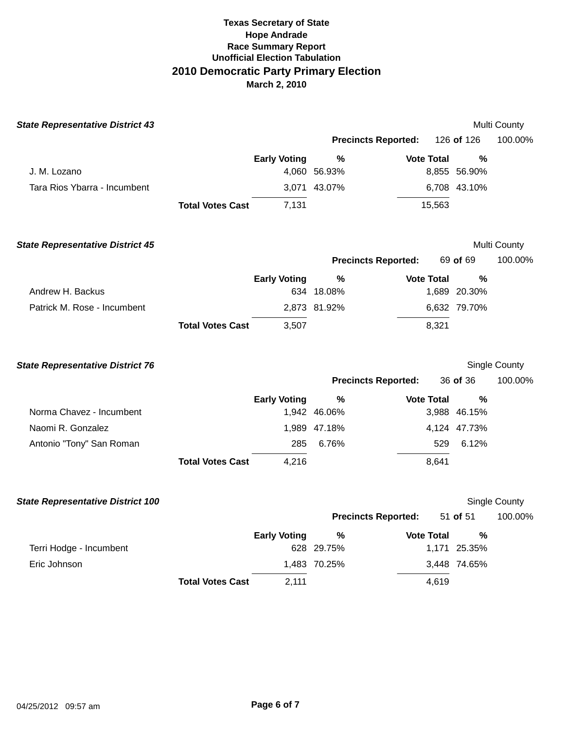**Texas Secretary of State**
**Hope Andrade**
**Race Summary Report**
**Unofficial Election Tabulation**

# 2010 Democratic Party Primary Election

**March 2, 2010**

### *State Representative District 43*

Multi County

**Precincts Reported:** 126 **of** 126 100.00%

| | Early Voting | % | Vote Total | % |
|---|---|---|---|---|
| J. M. Lozano | 4,060 | 56.93% | 8,855 | 56.90% |
| Tara Rios Ybarra - Incumbent | 3,071 | 43.07% | 6,708 | 43.10% |
| **Total Votes Cast** | 7,131 | | 15,563 | |

### *State Representative District 45*

Multi County

**Precincts Reported:** 69 **of** 69 100.00%

| | Early Voting | % | Vote Total | % |
|---|---|---|---|---|
| Andrew H. Backus | 634 | 18.08% | 1,689 | 20.30% |
| Patrick M. Rose - Incumbent | 2,873 | 81.92% | 6,632 | 79.70% |
| **Total Votes Cast** | 3,507 | | 8,321 | |

### *State Representative District 76*

Single County

**Precincts Reported:** 36 **of** 36 100.00%

| | Early Voting | % | Vote Total | % |
|---|---|---|---|---|
| Norma Chavez - Incumbent | 1,942 | 46.06% | 3,988 | 46.15% |
| Naomi R. Gonzalez | 1,989 | 47.18% | 4,124 | 47.73% |
| Antonio "Tony" San Roman | 285 | 6.76% | 529 | 6.12% |
| **Total Votes Cast** | 4,216 | | 8,641 | |

### *State Representative District 100*

Single County

**Precincts Reported:** 51 **of** 51 100.00%

| | Early Voting | % | Vote Total | % |
|---|---|---|---|---|
| Terri Hodge - Incumbent | 628 | 29.75% | 1,171 | 25.35% |
| Eric Johnson | 1,483 | 70.25% | 3,448 | 74.65% |
| **Total Votes Cast** | 2,111 | | 4,619 | |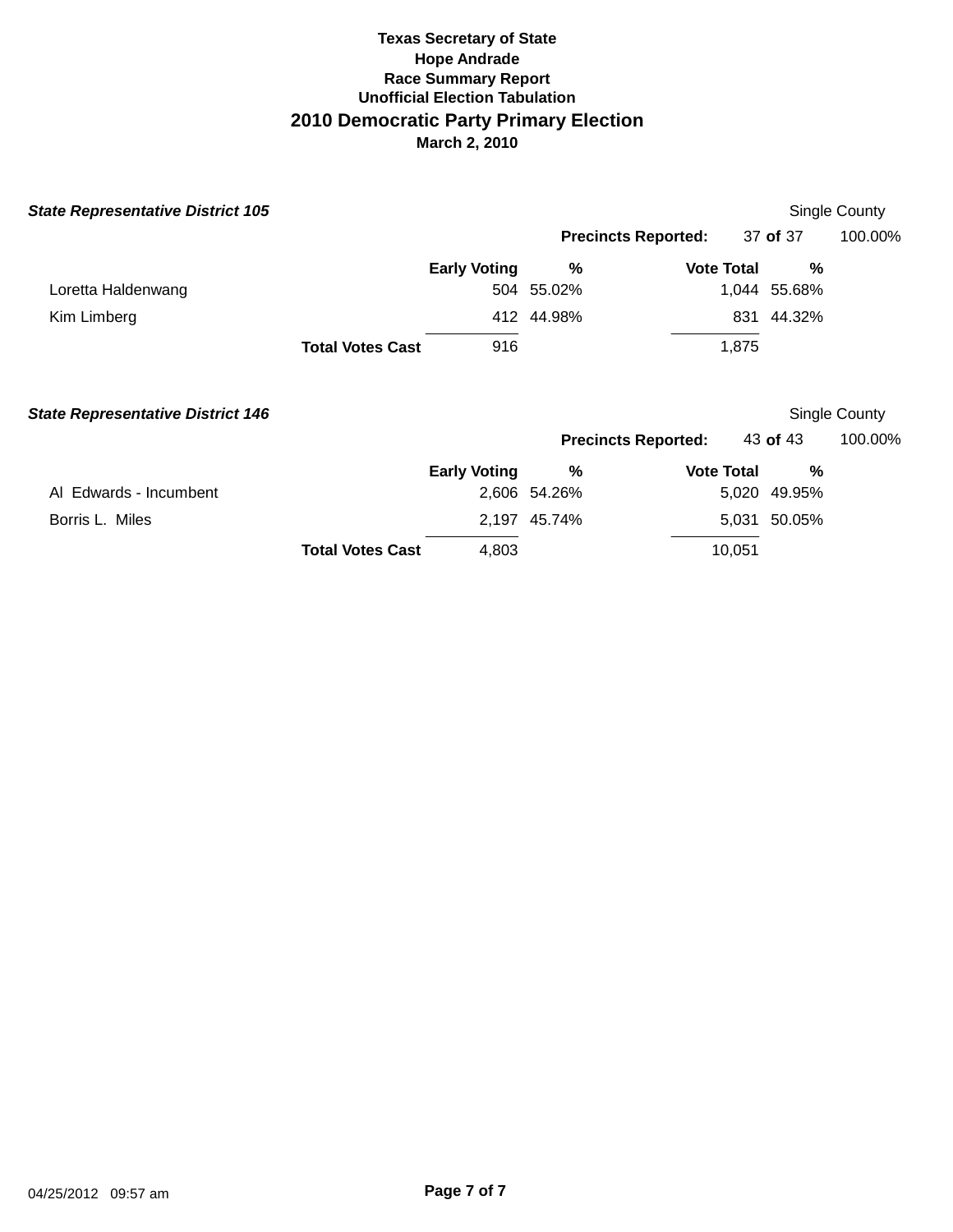# Texas Secretary of State
## Hope Andrade
### Race Summary Report
### Unofficial Election Tabulation
## 2010 Democratic Party Primary Election
### March 2, 2010

***State Representative District 105*** — Single County

**Precincts Reported:** 37 **of** 37 — 100.00%

| | Early Voting | % | Vote Total | % |
|---|---|---|---|---|
| Loretta Haldenwang | 504 | 55.02% | 1,044 | 55.68% |
| Kim Limberg | 412 | 44.98% | 831 | 44.32% |
| **Total Votes Cast** | 916 | | 1,875 | |

***State Representative District 146*** — Single County

**Precincts Reported:** 43 **of** 43 — 100.00%

| | Early Voting | % | Vote Total | % |
|---|---|---|---|---|
| Al Edwards - Incumbent | 2,606 | 54.26% | 5,020 | 49.95% |
| Borris L. Miles | 2,197 | 45.74% | 5,031 | 50.05% |
| **Total Votes Cast** | 4,803 | | 10,051 | |

04/25/2012 09:57 am